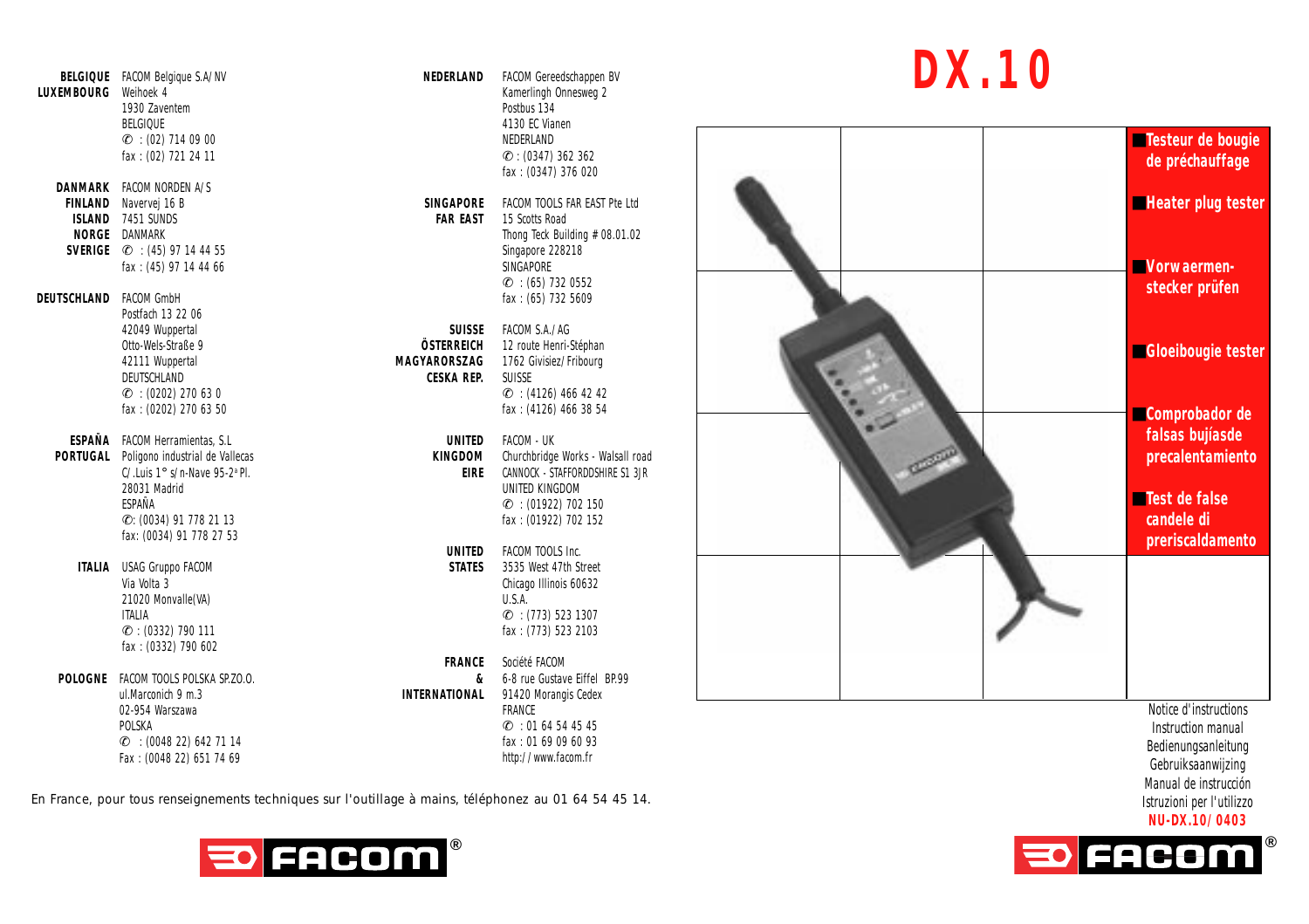# DX.10

- **Testeur de bougie de préchauffage**
- **Heater plug tester**
- **Vorwaermen-stecker prüfen**
- **Gloeibougie tester**
- **Comprobador de falsas bujíasde precalentamiento**
- **Test de false candele di preriscaldamento**

Notice d'instructions
Instruction manual
Bedienungsanleitung
Gebruiksaanwijzing
Manual de instrucción
Istruzioni per l'utilizzo

**NU-DX.10/0403**

---

**BELGIQUE LUXEMBOURG**
FACOM Belgique S.A/NV
Weihoek 4
1930 Zaventem
BELGIQUE
✆ : (02) 714 09 00
fax : (02) 721 24 11

**DANMARK FINLAND ISLAND NORGE SVERIGE**
FACOM NORDEN A/S
Navervej 16 B
7451 SUNDS
DANMARK
✆ : (45) 97 14 44 55
fax : (45) 97 14 44 66

**DEUTSCHLAND**
FACOM GmbH
Postfach 13 22 06
42049 Wuppertal
Otto-Wels-Straße 9
42111 Wuppertal
DEUTSCHLAND
✆ : (0202) 270 63 0
fax : (0202) 270 63 50

**ESPAÑA PORTUGAL**
FACOM Herramientas, S.L
Poligono industrial de Vallecas
C/.Luis 1° s/n-Nave 95-2ª Pl.
28031 Madrid
ESPAÑA
✆: (0034) 91 778 21 13
fax: (0034) 91 778 27 53

**ITALIA**
USAG Gruppo FACOM
Via Volta 3
21020 Monvalle(VA)
ITALIA
✆ : (0332) 790 111
fax : (0332) 790 602

**POLOGNE**
FACOM TOOLS POLSKA SP.ZO.O.
ul.Marconich 9 m.3
02-954 Warszawa
POLSKA
✆ : (0048 22) 642 71 14
Fax : (0048 22) 651 74 69

**NEDERLAND**
FACOM Gereedschappen BV
Kamerlingh Onnesweg 2
Postbus 134
4130 EC Vianen
NEDERLAND
✆ : (0347) 362 362
fax : (0347) 376 020

**SINGAPORE FAR EAST**
FACOM TOOLS FAR EAST Pte Ltd
15 Scotts Road
Thong Teck Building # 08.01.02
Singapore 228218
SINGAPORE
✆ : (65) 732 0552
fax : (65) 732 5609

**SUISSE ÖSTERREICH MAGYARORSZAG CESKA REP.**
FACOM S.A./AG
12 route Henri-Stéphan
1762 Givisiez/Fribourg
SUISSE
✆ : (4126) 466 42 42
fax : (4126) 466 38 54

**UNITED KINGDOM EIRE**
FACOM - UK
Churchbridge Works - Walsall road
CANNOCK - STAFFORDDSHIRE S1 3JR
UNITED KINGDOM
✆ : (01922) 702 150
fax : (01922) 702 152

**UNITED STATES**
FACOM TOOLS Inc.
3535 West 47th Street
Chicago Illinois 60632
U.S.A.
✆ : (773) 523 1307
fax : (773) 523 2103

**FRANCE & INTERNATIONAL**
Société FACOM
6-8 rue Gustave Eiffel BP.99
91420 Morangis Cedex
FRANCE
✆ : 01 64 54 45 45
fax : 01 69 09 60 93
http://www.facom.fr

En France, pour tous renseignements techniques sur l'outillage à mains, téléphonez au 01 64 54 45 14.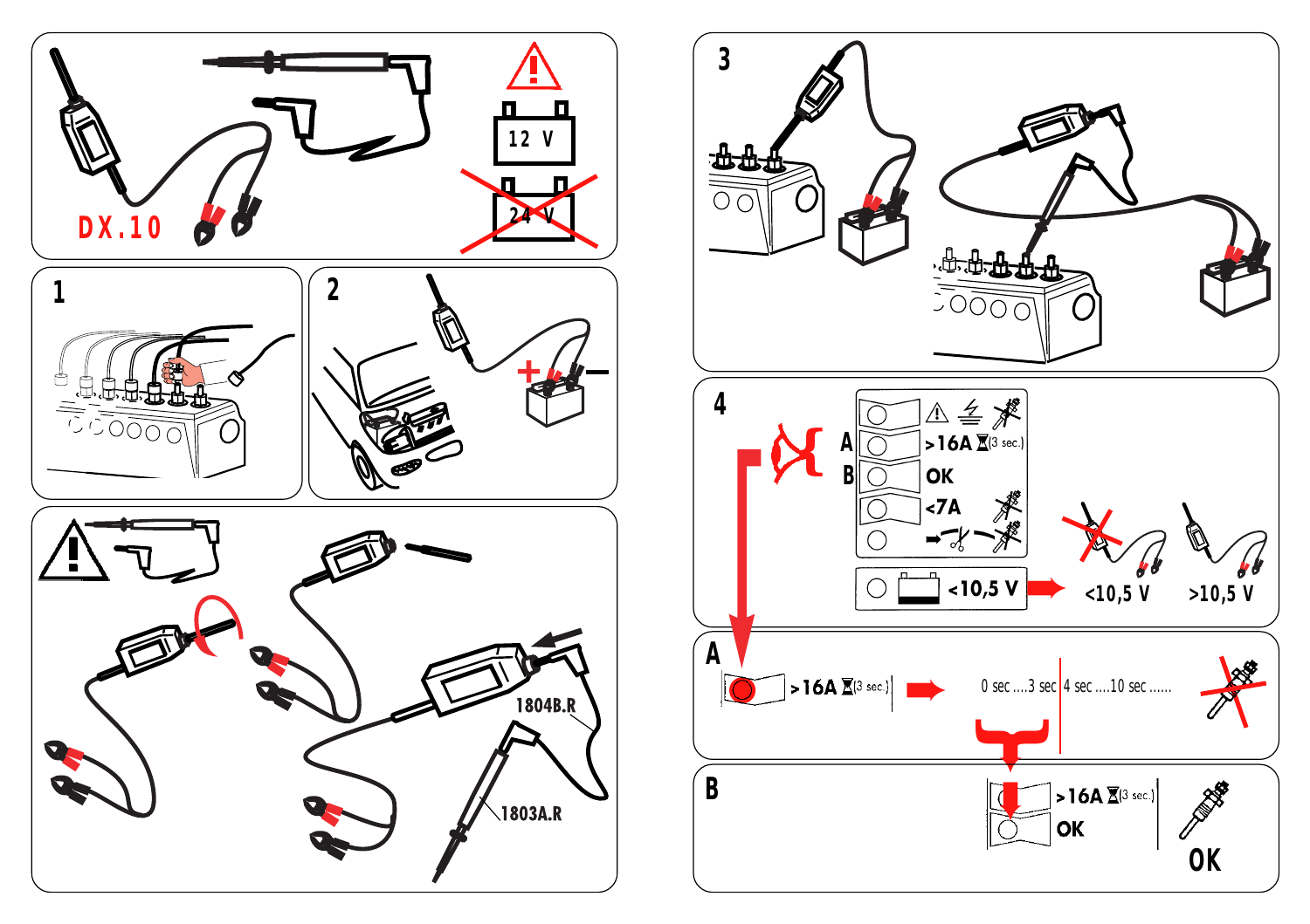DX.10

12 V

24 V

1

2

3

4

A

B

>16A (3 sec.)

OK

<7A

<10,5 V

<10,5 V

>10,5 V

1804B.R

1803A.R

A

>16A (3 sec.)

0 sec ....3 sec

4 sec ....10 sec ......

B

>16A (3 sec.)

OK

OK